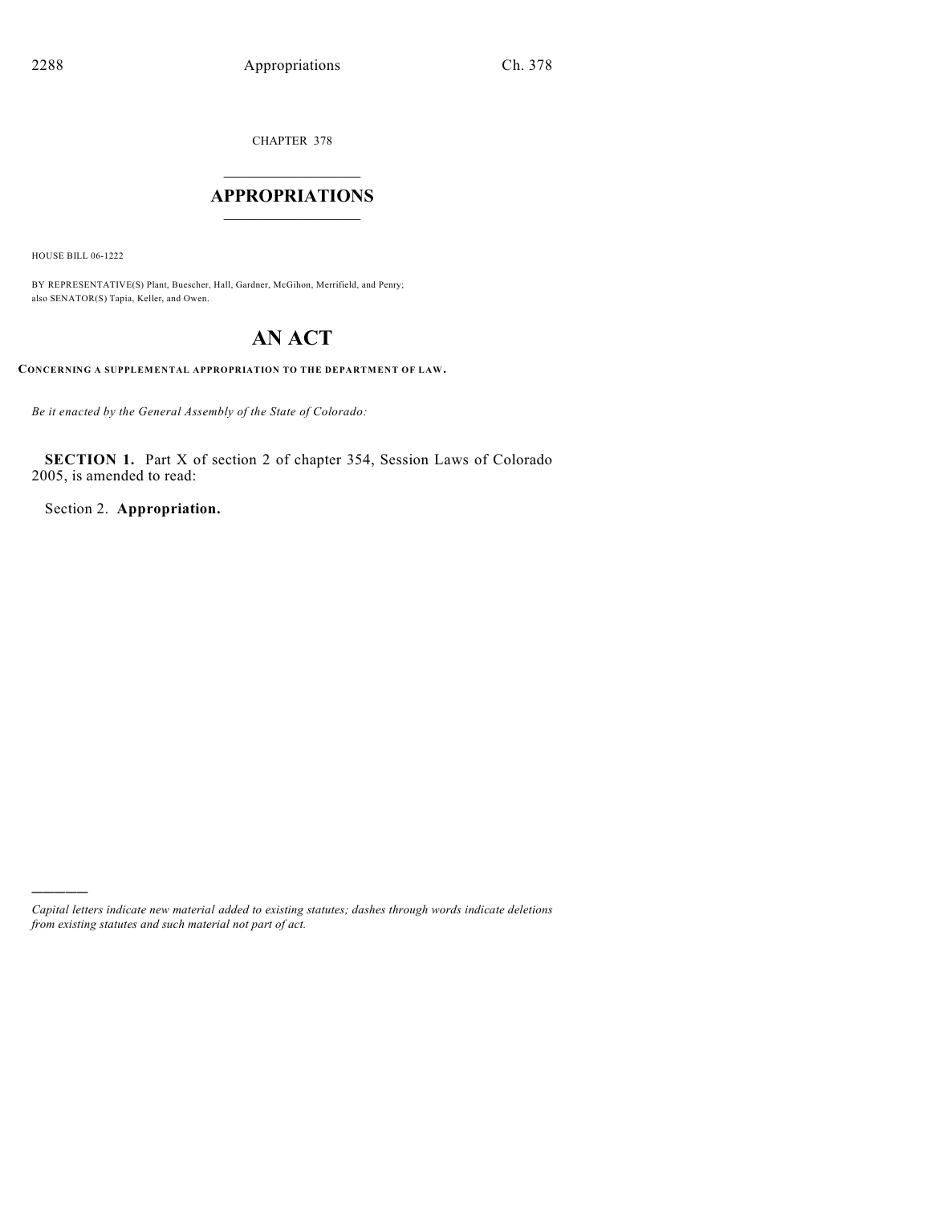CHAPTER 378

## APPROPRIATIONS

HOUSE BILL 06-1222

BY REPRESENTATIVE(S) Plant, Buescher, Hall, Gardner, McGihon, Merrifield, and Penry;
also SENATOR(S) Tapia, Keller, and Owen.

# AN ACT

**CONCERNING A SUPPLEMENTAL APPROPRIATION TO THE DEPARTMENT OF LAW.**

*Be it enacted by the General Assembly of the State of Colorado:*

**SECTION 1.** Part X of section 2 of chapter 354, Session Laws of Colorado 2005, is amended to read:

Section 2. **Appropriation.**

---

*Capital letters indicate new material added to existing statutes; dashes through words indicate deletions from existing statutes and such material not part of act.*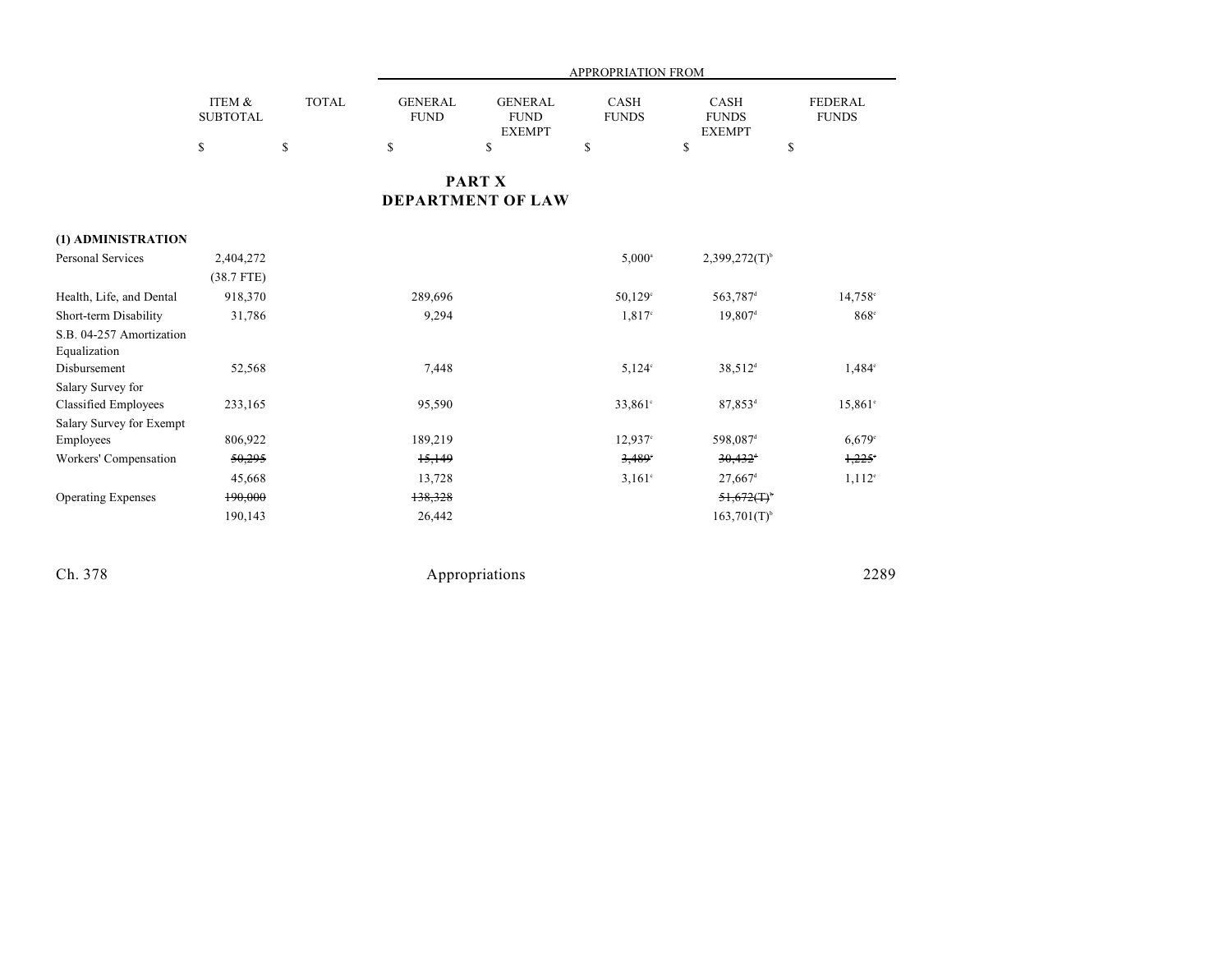| | ITEM & SUBTOTAL | TOTAL | APPROPRIATION FROM GENERAL FUND | GENERAL FUND EXEMPT | CASH FUNDS | CASH FUNDS EXEMPT | FEDERAL FUNDS |
|---|---|---|---|---|---|---|---|
| | $ | $ | $ | $ | $ | $ | $ |

## PART X
## DEPARTMENT OF LAW

| | ITEM & SUBTOTAL | TOTAL | GENERAL FUND | GENERAL FUND EXEMPT | CASH FUNDS | CASH FUNDS EXEMPT | FEDERAL FUNDS |
|---|---|---|---|---|---|---|---|
| **(1) ADMINISTRATION** | | | | | | | |
| Personal Services | 2,404,272 | | | | 5,000[a] | 2,399,272(T)[b] | |
| | (38.7 FTE) | | | | | | |
| Health, Life, and Dental | 918,370 | | 289,696 | | 50,129[c] | 563,787[d] | 14,758[e] |
| Short-term Disability | 31,786 | | 9,294 | | 1,817[c] | 19,807[d] | 868[e] |
| S.B. 04-257 Amortization Equalization Disbursement | 52,568 | | 7,448 | | 5,124[c] | 38,512[d] | 1,484[e] |
| Salary Survey for Classified Employees | 233,165 | | 95,590 | | 33,861[c] | 87,853[d] | 15,861[e] |
| Salary Survey for Exempt Employees | 806,922 | | 189,219 | | 12,937[c] | 598,087[d] | 6,679[e] |
| Workers' Compensation | ~~50,295~~ | | ~~15,149~~ | | ~~3,489~~[c] | ~~30,432~~[d] | ~~1,225~~[e] |
| | 45,668 | | 13,728 | | 3,161[c] | 27,667[d] | 1,112[e] |
| Operating Expenses | ~~190,000~~ | | ~~138,328~~ | | | ~~51,672(T)~~[b] | |
| | 190,143 | | 26,442 | | | 163,701(T)[b] | |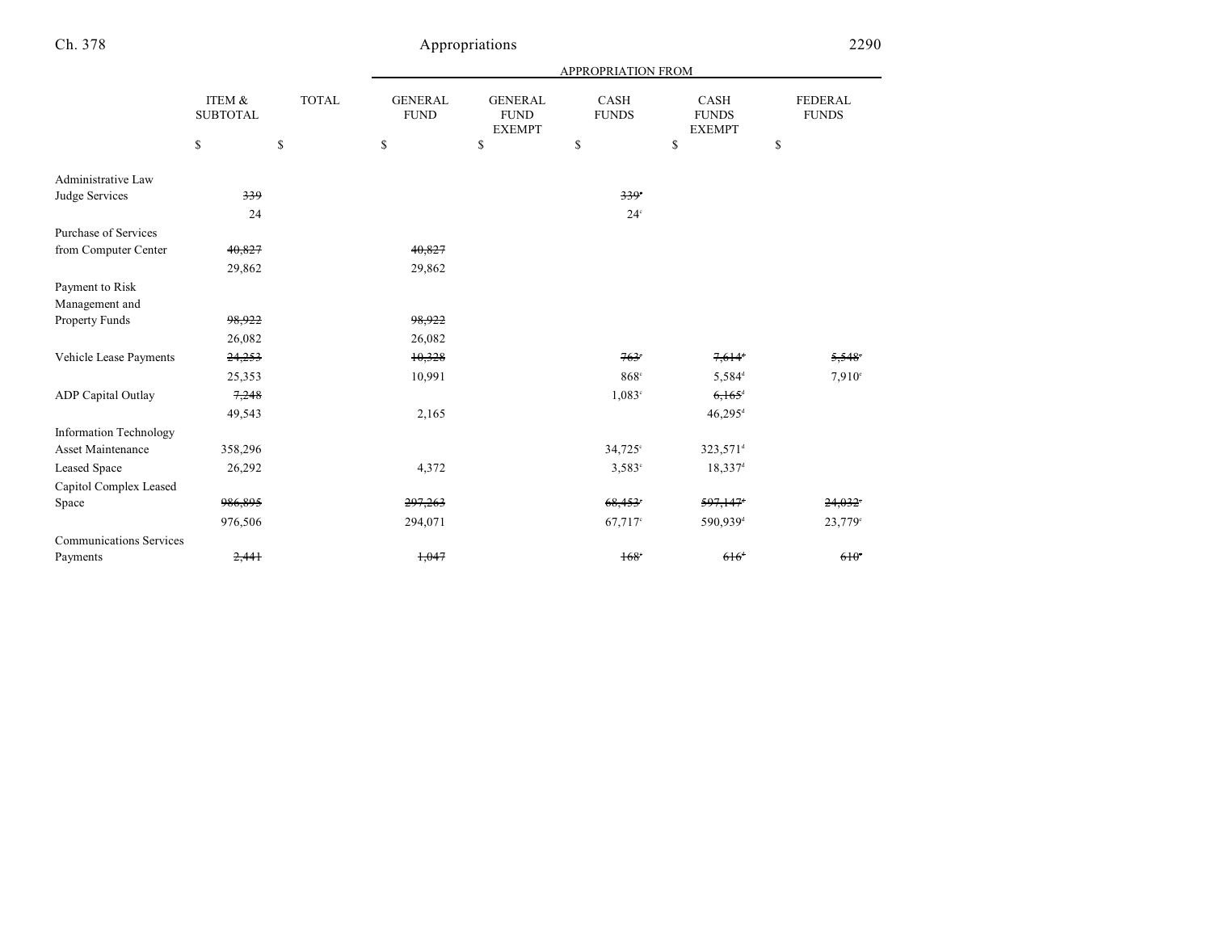| | ITEM & SUBTOTAL | TOTAL | APPROPRIATION FROM | | | | |
|---|---|---|---|---|---|---|---|
| | | | GENERAL FUND | GENERAL FUND EXEMPT | CASH FUNDS | CASH FUNDS EXEMPT | FEDERAL FUNDS |
| | $ | $ | $ | $ | $ | $ | $ |
| Administrative Law Judge Services | ~~339~~ | | | | ~~339~~[c] | | |
| | 24 | | | | 24[c] | | |
| Purchase of Services from Computer Center | ~~40,827~~ | | ~~40,827~~ | | | | |
| | 29,862 | | 29,862 | | | | |
| Payment to Risk Management and Property Funds | ~~98,922~~ | | ~~98,922~~ | | | | |
| | 26,082 | | 26,082 | | | | |
| Vehicle Lease Payments | ~~24,253~~ | | ~~10,328~~ | | ~~763~~[c] | ~~7,614~~[d] | ~~5,548~~[e] |
| | 25,353 | | 10,991 | | 868[c] | 5,584[d] | 7,910[e] |
| ADP Capital Outlay | ~~7,248~~ | | | | 1,083[c] | ~~6,165~~[d] | |
| | 49,543 | | 2,165 | | | 46,295[d] | |
| Information Technology Asset Maintenance | 358,296 | | | | 34,725[c] | 323,571[d] | |
| Leased Space | 26,292 | | 4,372 | | 3,583[c] | 18,337[d] | |
| Capitol Complex Leased Space | ~~986,895~~ | | ~~297,263~~ | | ~~68,453~~[c] | ~~597,147~~[d] | ~~24,032~~[e] |
| | 976,506 | | 294,071 | | 67,717[c] | 590,939[d] | 23,779[e] |
| Communications Services Payments | ~~2,441~~ | | ~~1,047~~ | | ~~168~~[c] | ~~616~~[d] | ~~610~~[e] |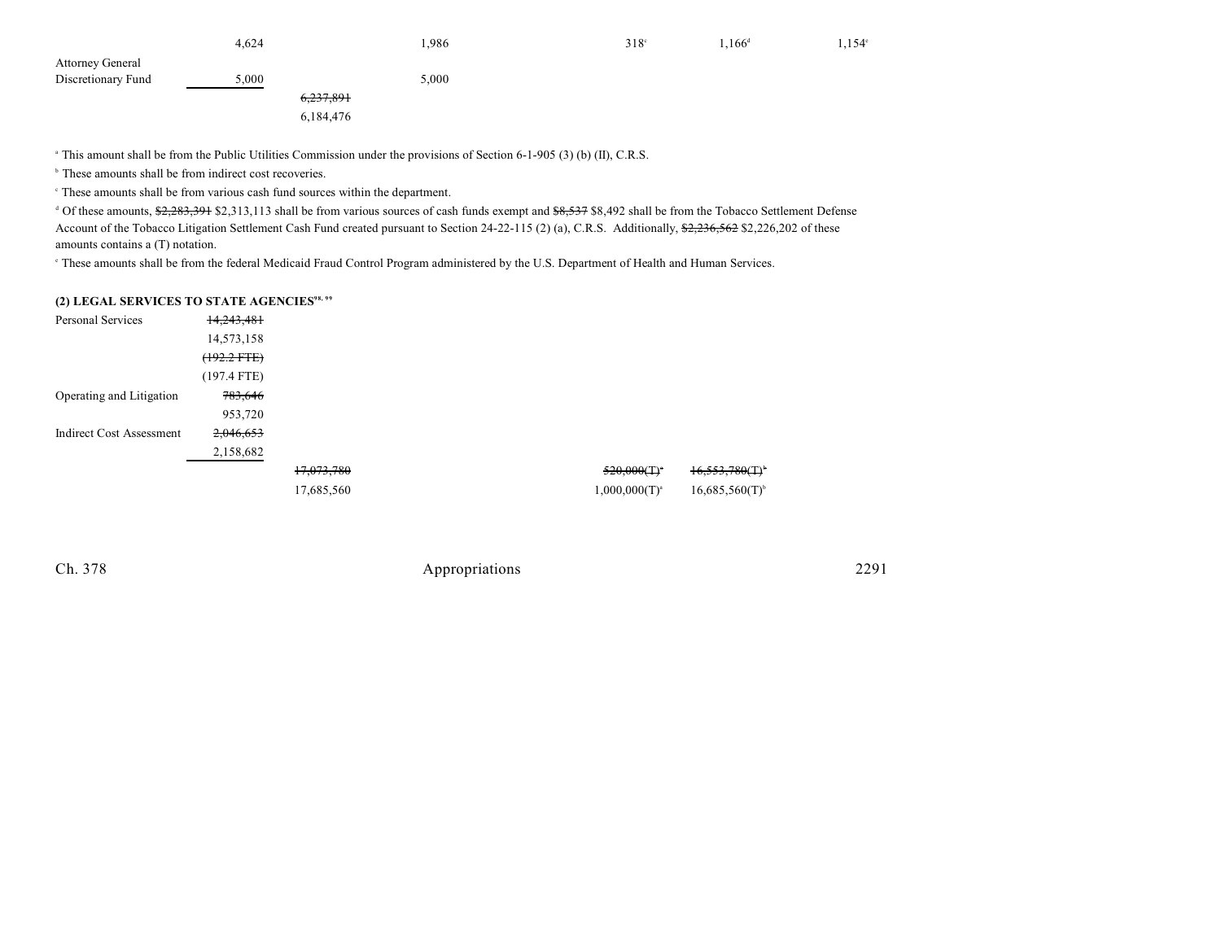| | | | | | | |
|---|---|---|---|---|---|---|
| | 4,624 | | 1,986 | 318[c] | 1,166[d] | 1,154[e] |
| Attorney General Discretionary Fund | 5,000 | | 5,000 | | | |
| | | ~~6,237,891~~ | | | | |
| | | 6,184,476 | | | | |

[a] This amount shall be from the Public Utilities Commission under the provisions of Section 6-1-905 (3) (b) (II), C.R.S.

[b] These amounts shall be from indirect cost recoveries.

[c] These amounts shall be from various cash fund sources within the department.

[d] Of these amounts, ~~$2,283,391~~ $2,313,113 shall be from various sources of cash funds exempt and ~~$8,537~~ $8,492 shall be from the Tobacco Settlement Defense Account of the Tobacco Litigation Settlement Cash Fund created pursuant to Section 24-22-115 (2) (a), C.R.S. Additionally, ~~$2,236,562~~ $2,226,202 of these amounts contains a (T) notation.

[e] These amounts shall be from the federal Medicaid Fraud Control Program administered by the U.S. Department of Health and Human Services.

**(2) LEGAL SERVICES TO STATE AGENCIES[98, 99]**

| | | | | |
|---|---|---|---|---|
| Personal Services | ~~14,243,481~~ | | | |
| | 14,573,158 | | | |
| | ~~(192.2 FTE)~~ | | | |
| | (197.4 FTE) | | | |
| Operating and Litigation | ~~783,646~~ | | | |
| | 953,720 | | | |
| Indirect Cost Assessment | ~~2,046,653~~ | | | |
| | 2,158,682 | | | |
| | | ~~17,073,780~~ | ~~520,000(T)[a]~~ | ~~16,553,780(T)[b]~~ |
| | | 17,685,560 | 1,000,000(T)[a] | 16,685,560(T)[b] |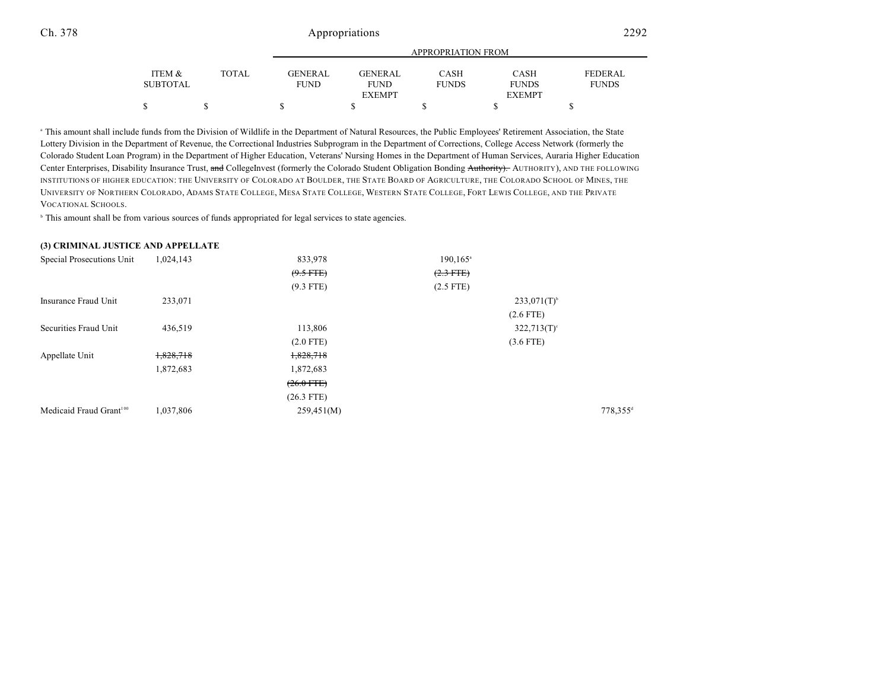| | ITEM & SUBTOTAL | TOTAL | GENERAL FUND | GENERAL FUND EXEMPT | CASH FUNDS | CASH FUNDS EXEMPT | FEDERAL FUNDS |
|---|---|---|---|---|---|---|---|
| | | | APPROPRIATION FROM | | | | |
| | $ | $ | $ | $ | $ | $ | $ |

[a] This amount shall include funds from the Division of Wildlife in the Department of Natural Resources, the Public Employees' Retirement Association, the State Lottery Division in the Department of Revenue, the Correctional Industries Subprogram in the Department of Corrections, College Access Network (formerly the Colorado Student Loan Program) in the Department of Higher Education, Veterans' Nursing Homes in the Department of Human Services, Auraria Higher Education Center Enterprises, Disability Insurance Trust, ~~and~~ CollegeInvest (formerly the Colorado Student Obligation Bonding ~~Authority).~~ AUTHORITY), AND THE FOLLOWING INSTITUTIONS OF HIGHER EDUCATION: THE UNIVERSITY OF COLORADO AT BOULDER, THE STATE BOARD OF AGRICULTURE, THE COLORADO SCHOOL OF MINES, THE UNIVERSITY OF NORTHERN COLORADO, ADAMS STATE COLLEGE, MESA STATE COLLEGE, WESTERN STATE COLLEGE, FORT LEWIS COLLEGE, AND THE PRIVATE VOCATIONAL SCHOOLS.

[b] This amount shall be from various sources of funds appropriated for legal services to state agencies.

**(3) CRIMINAL JUSTICE AND APPELLATE**

| | ITEM & SUBTOTAL | TOTAL | GENERAL FUND | GENERAL FUND EXEMPT | CASH FUNDS | CASH FUNDS EXEMPT | FEDERAL FUNDS |
|---|---|---|---|---|---|---|---|
| Special Prosecutions Unit | 1,024,143 | | 833,978 | | 190,165[a] | | |
| | | | ~~(9.5 FTE)~~ | | ~~(2.3 FTE)~~ | | |
| | | | (9.3 FTE) | | (2.5 FTE) | | |
| Insurance Fraud Unit | 233,071 | | | | | 233,071(T)[b] | |
| | | | | | | (2.6 FTE) | |
| Securities Fraud Unit | 436,519 | | 113,806 | | | 322,713(T)[c] | |
| | | | (2.0 FTE) | | | (3.6 FTE) | |
| Appellate Unit | ~~1,828,718~~ | | ~~1,828,718~~ | | | | |
| | 1,872,683 | | 1,872,683 | | | | |
| | | | ~~(26.0 FTE)~~ | | | | |
| | | | (26.3 FTE) | | | | |
| Medicaid Fraud Grant[100] | 1,037,806 | | 259,451(M) | | | | 778,355[d] |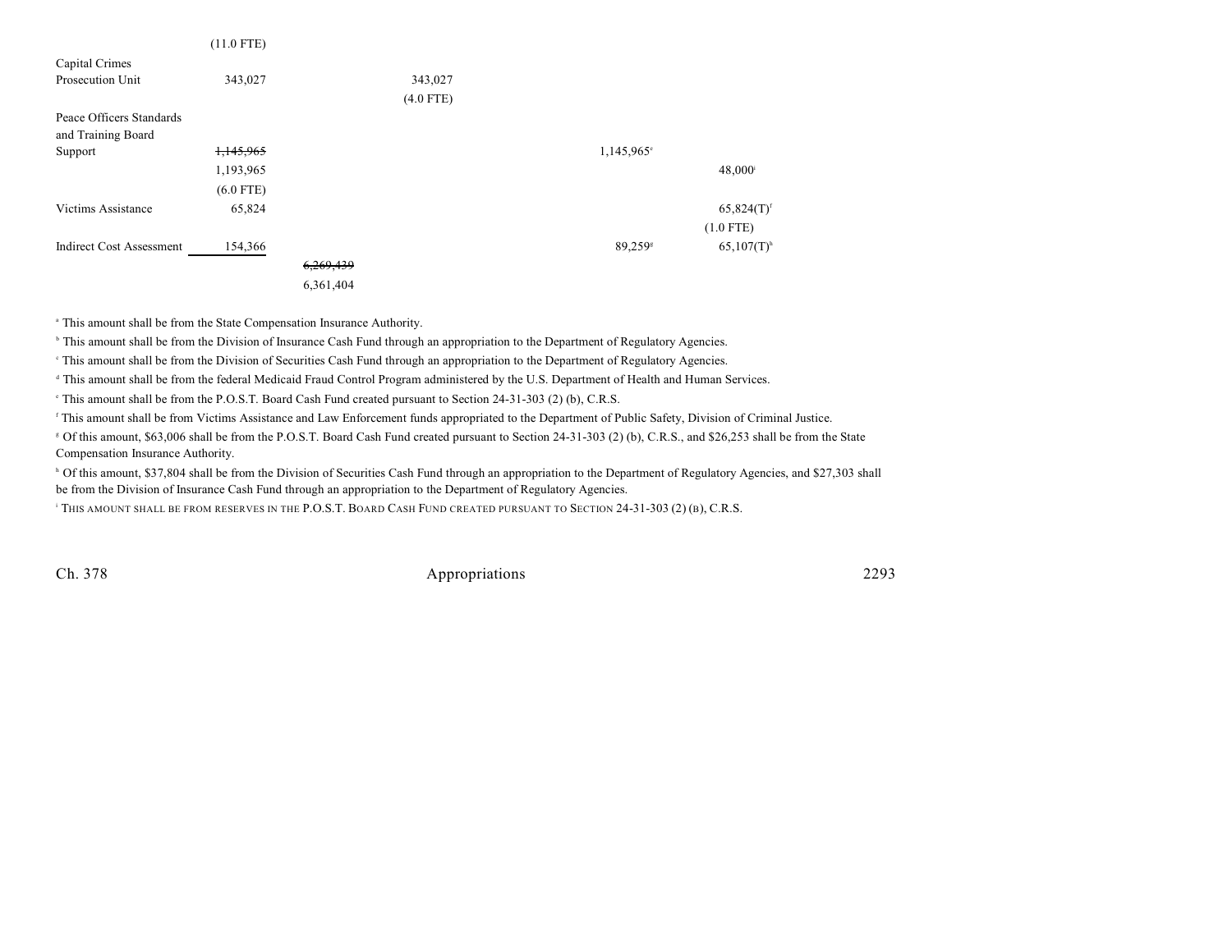| | | | | | | |
|---|---|---|---|---|---|---|
| | (11.0 FTE) | | | | | |
| Capital Crimes Prosecution Unit | 343,027 | | 343,027 (4.0 FTE) | | | |
| Peace Officers Standards and Training Board Support | ~~1,145,965~~ 1,193,965 (6.0 FTE) | | | | 1,145,965[e] | 48,000[i] |
| Victims Assistance | 65,824 | | | | | 65,824(T)[f] (1.0 FTE) |
| Indirect Cost Assessment | 154,366 | | | | 89,259[g] | 65,107(T)[h] |
| | | ~~6,269,439~~ 6,361,404 | | | | |

[a] This amount shall be from the State Compensation Insurance Authority.

[b] This amount shall be from the Division of Insurance Cash Fund through an appropriation to the Department of Regulatory Agencies.

[c] This amount shall be from the Division of Securities Cash Fund through an appropriation to the Department of Regulatory Agencies.

[d] This amount shall be from the federal Medicaid Fraud Control Program administered by the U.S. Department of Health and Human Services.

[e] This amount shall be from the P.O.S.T. Board Cash Fund created pursuant to Section 24-31-303 (2) (b), C.R.S.

[f] This amount shall be from Victims Assistance and Law Enforcement funds appropriated to the Department of Public Safety, Division of Criminal Justice.

[g] Of this amount, $63,006 shall be from the P.O.S.T. Board Cash Fund created pursuant to Section 24-31-303 (2) (b), C.R.S., and $26,253 shall be from the State Compensation Insurance Authority.

[h] Of this amount, $37,804 shall be from the Division of Securities Cash Fund through an appropriation to the Department of Regulatory Agencies, and $27,303 shall be from the Division of Insurance Cash Fund through an appropriation to the Department of Regulatory Agencies.

[i] THIS AMOUNT SHALL BE FROM RESERVES IN THE P.O.S.T. BOARD CASH FUND CREATED PURSUANT TO SECTION 24-31-303 (2) (B), C.R.S.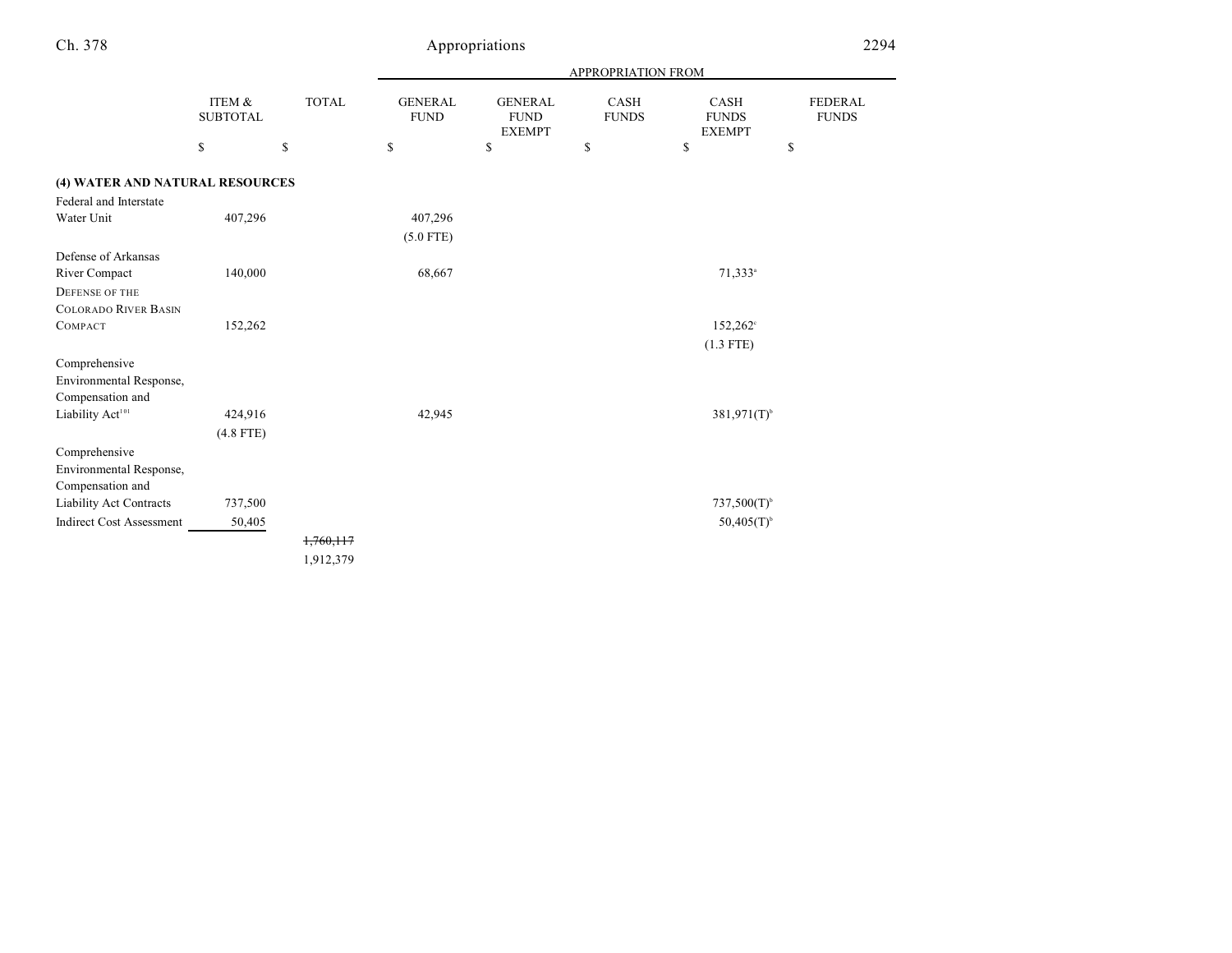| | ITEM & SUBTOTAL | TOTAL | GENERAL FUND | GENERAL FUND EXEMPT | CASH FUNDS | CASH FUNDS EXEMPT | FEDERAL FUNDS |
|---|---|---|---|---|---|---|---|
| | | | APPROPRIATION FROM | | | | |
| | $ | $ | $ | $ | $ | $ | $ |
| **(4) WATER AND NATURAL RESOURCES** | | | | | | | |
| Federal and Interstate Water Unit | 407,296 | | 407,296 (5.0 FTE) | | | | |
| Defense of Arkansas River Compact | 140,000 | | 68,667 | | | 71,333[a] | |
| DEFENSE OF THE COLORADO RIVER BASIN COMPACT | 152,262 | | | | | 152,262[c] (1.3 FTE) | |
| Comprehensive Environmental Response, Compensation and Liability Act[101] | 424,916 (4.8 FTE) | | 42,945 | | | 381,971(T)[b] | |
| Comprehensive Environmental Response, Compensation and Liability Act Contracts | 737,500 | | | | | 737,500(T)[b] | |
| Indirect Cost Assessment | 50,405 | | | | | 50,405(T)[b] | |
| | | ~~1,760,117~~ 1,912,379 | | | | | |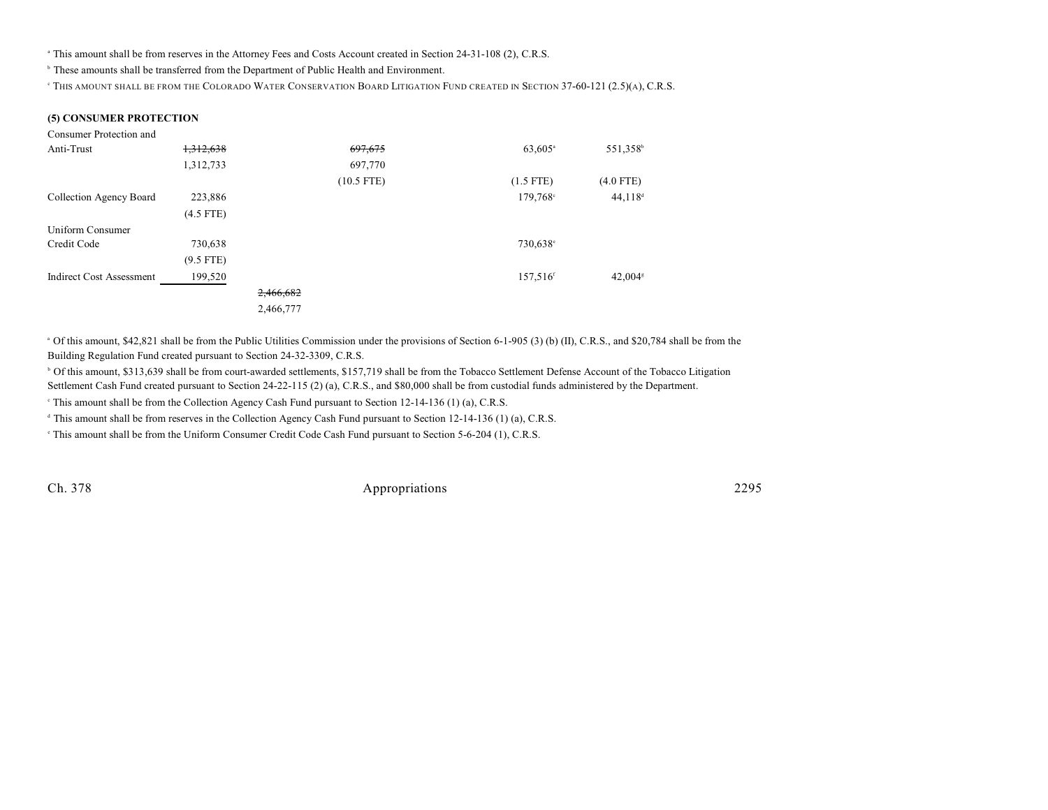[a] This amount shall be from reserves in the Attorney Fees and Costs Account created in Section 24-31-108 (2), C.R.S.

[b] These amounts shall be transferred from the Department of Public Health and Environment.

[c] THIS AMOUNT SHALL BE FROM THE COLORADO WATER CONSERVATION BOARD LITIGATION FUND CREATED IN SECTION 37-60-121 (2.5)(A), C.R.S.

**(5) CONSUMER PROTECTION**

| | | | | | |
|---|---|---|---|---|---|
| Consumer Protection and Anti-Trust | ~~1,312,638~~ 1,312,733 | | ~~697,675~~ 697,770 (10.5 FTE) | 63,605[a] (1.5 FTE) | 551,358[b] (4.0 FTE) |
| Collection Agency Board | 223,886 (4.5 FTE) | | | 179,768[c] | 44,118[d] |
| Uniform Consumer Credit Code | 730,638 (9.5 FTE) | | | 730,638[e] | |
| Indirect Cost Assessment | 199,520 | | | 157,516[f] | 42,004[g] |
| | | ~~2,466,682~~ 2,466,777 | | | |

[a] Of this amount, $42,821 shall be from the Public Utilities Commission under the provisions of Section 6-1-905 (3) (b) (II), C.R.S., and $20,784 shall be from the Building Regulation Fund created pursuant to Section 24-32-3309, C.R.S.

[b] Of this amount, $313,639 shall be from court-awarded settlements, $157,719 shall be from the Tobacco Settlement Defense Account of the Tobacco Litigation Settlement Cash Fund created pursuant to Section 24-22-115 (2) (a), C.R.S., and $80,000 shall be from custodial funds administered by the Department.

[c] This amount shall be from the Collection Agency Cash Fund pursuant to Section 12-14-136 (1) (a), C.R.S.

[d] This amount shall be from reserves in the Collection Agency Cash Fund pursuant to Section 12-14-136 (1) (a), C.R.S.

[e] This amount shall be from the Uniform Consumer Credit Code Cash Fund pursuant to Section 5-6-204 (1), C.R.S.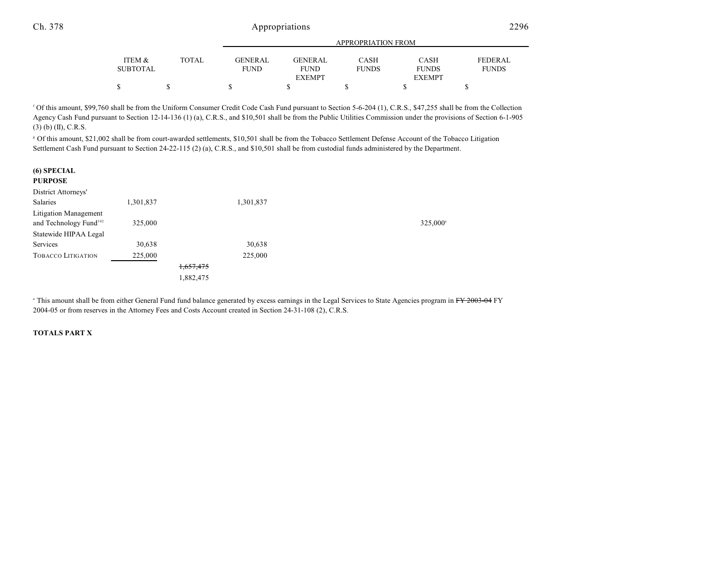| | ITEM & SUBTOTAL | TOTAL | GENERAL FUND | GENERAL FUND EXEMPT | CASH FUNDS | CASH FUNDS EXEMPT | FEDERAL FUNDS |
|---|---|---|---|---|---|---|---|
| | | | APPROPRIATION FROM | | | | |
| | $ | $ | $ | $ | $ | $ | $ |

[f] Of this amount, $99,760 shall be from the Uniform Consumer Credit Code Cash Fund pursuant to Section 5-6-204 (1), C.R.S., $47,255 shall be from the Collection Agency Cash Fund pursuant to Section 12-14-136 (1) (a), C.R.S., and $10,501 shall be from the Public Utilities Commission under the provisions of Section 6-1-905 (3) (b) (II), C.R.S.

[g] Of this amount, $21,002 shall be from court-awarded settlements, $10,501 shall be from the Tobacco Settlement Defense Account of the Tobacco Litigation Settlement Cash Fund pursuant to Section 24-22-115 (2) (a), C.R.S., and $10,501 shall be from custodial funds administered by the Department.

**(6) SPECIAL PURPOSE**

| | ITEM & SUBTOTAL | TOTAL | GENERAL FUND | GENERAL FUND EXEMPT | CASH FUNDS | CASH FUNDS EXEMPT | FEDERAL FUNDS |
|---|---|---|---|---|---|---|---|
| District Attorneys' Salaries | 1,301,837 | | 1,301,837 | | | | |
| Litigation Management and Technology Fund[102] | 325,000 | | | | | 325,000[a] | |
| Statewide HIPAA Legal Services | 30,638 | | 30,638 | | | | |
| TOBACCO LITIGATION | 225,000 | | 225,000 | | | | |
| | | ~~1,657,475~~ | | | | | |
| | | 1,882,475 | | | | | |

[a] This amount shall be from either General Fund fund balance generated by excess earnings in the Legal Services to State Agencies program in ~~FY 2003-04~~ FY 2004-05 or from reserves in the Attorney Fees and Costs Account created in Section 24-31-108 (2), C.R.S.

**TOTALS PART X**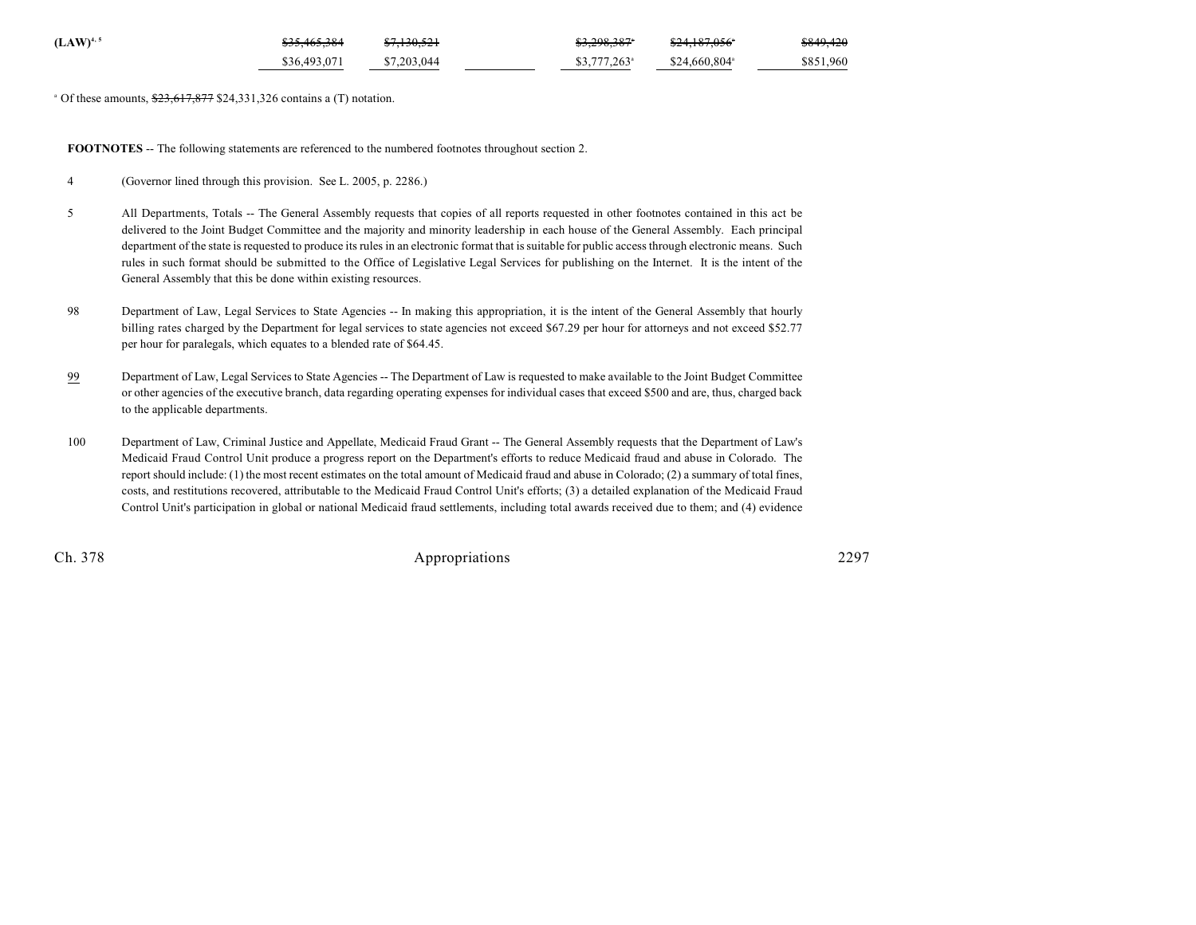| | | | | | | |
|---|---|---|---|---|---|---|
| **(LAW)**[4, 5] | ~~$35,465,384~~ | ~~$7,130,521~~ | | ~~$3,298,387~~[a] | ~~$24,187,056~~[a] | ~~$849,420~~ |
| | $36,493,071 | $7,203,044 | | $3,777,263[a] | $24,660,804[a] | $851,960 |

[a] Of these amounts, ~~$23,617,877~~ $24,331,326 contains a (T) notation.

**FOOTNOTES** -- The following statements are referenced to the numbered footnotes throughout section 2.

4 (Governor lined through this provision. See L. 2005, p. 2286.)

5 All Departments, Totals -- The General Assembly requests that copies of all reports requested in other footnotes contained in this act be delivered to the Joint Budget Committee and the majority and minority leadership in each house of the General Assembly. Each principal department of the state is requested to produce its rules in an electronic format that is suitable for public access through electronic means. Such rules in such format should be submitted to the Office of Legislative Legal Services for publishing on the Internet. It is the intent of the General Assembly that this be done within existing resources.

98 Department of Law, Legal Services to State Agencies -- In making this appropriation, it is the intent of the General Assembly that hourly billing rates charged by the Department for legal services to state agencies not exceed $67.29 per hour for attorneys and not exceed $52.77 per hour for paralegals, which equates to a blended rate of $64.45.

<u>99</u> Department of Law, Legal Services to State Agencies -- The Department of Law is requested to make available to the Joint Budget Committee or other agencies of the executive branch, data regarding operating expenses for individual cases that exceed $500 and are, thus, charged back to the applicable departments.

100 Department of Law, Criminal Justice and Appellate, Medicaid Fraud Grant -- The General Assembly requests that the Department of Law's Medicaid Fraud Control Unit produce a progress report on the Department's efforts to reduce Medicaid fraud and abuse in Colorado. The report should include: (1) the most recent estimates on the total amount of Medicaid fraud and abuse in Colorado; (2) a summary of total fines, costs, and restitutions recovered, attributable to the Medicaid Fraud Control Unit's efforts; (3) a detailed explanation of the Medicaid Fraud Control Unit's participation in global or national Medicaid fraud settlements, including total awards received due to them; and (4) evidence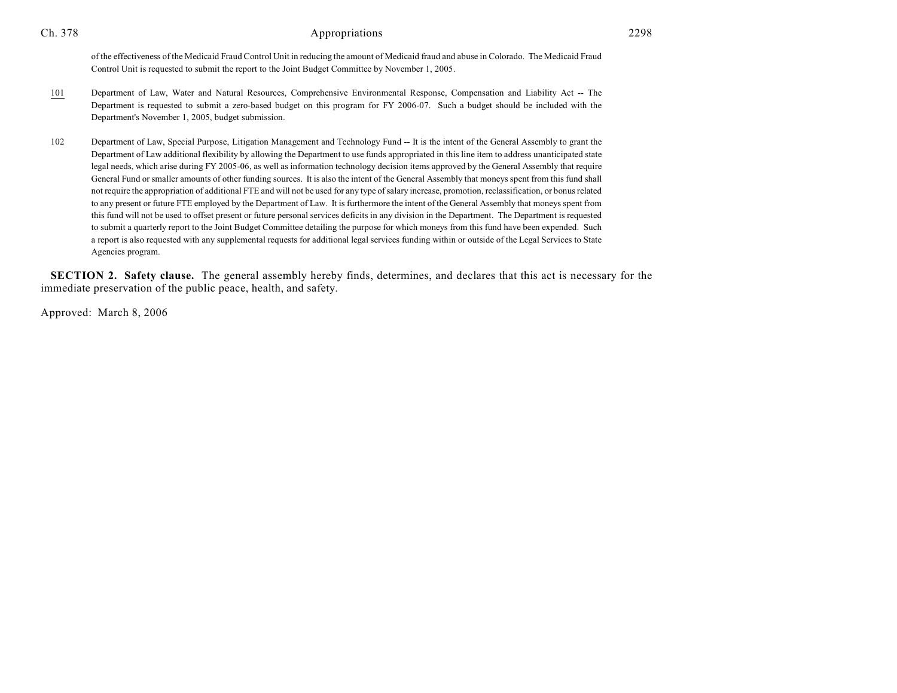of the effectiveness of the Medicaid Fraud Control Unit in reducing the amount of Medicaid fraud and abuse in Colorado. The Medicaid Fraud Control Unit is requested to submit the report to the Joint Budget Committee by November 1, 2005.

101 Department of Law, Water and Natural Resources, Comprehensive Environmental Response, Compensation and Liability Act -- The Department is requested to submit a zero-based budget on this program for FY 2006-07. Such a budget should be included with the Department's November 1, 2005, budget submission.

102 Department of Law, Special Purpose, Litigation Management and Technology Fund -- It is the intent of the General Assembly to grant the Department of Law additional flexibility by allowing the Department to use funds appropriated in this line item to address unanticipated state legal needs, which arise during FY 2005-06, as well as information technology decision items approved by the General Assembly that require General Fund or smaller amounts of other funding sources. It is also the intent of the General Assembly that moneys spent from this fund shall not require the appropriation of additional FTE and will not be used for any type of salary increase, promotion, reclassification, or bonus related to any present or future FTE employed by the Department of Law. It is furthermore the intent of the General Assembly that moneys spent from this fund will not be used to offset present or future personal services deficits in any division in the Department. The Department is requested to submit a quarterly report to the Joint Budget Committee detailing the purpose for which moneys from this fund have been expended. Such a report is also requested with any supplemental requests for additional legal services funding within or outside of the Legal Services to State Agencies program.

**SECTION 2. Safety clause.** The general assembly hereby finds, determines, and declares that this act is necessary for the immediate preservation of the public peace, health, and safety.

Approved: March 8, 2006